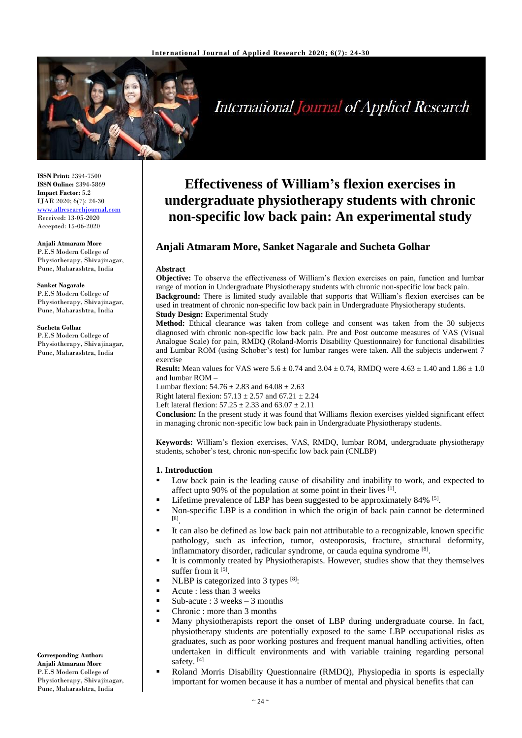# Effectiveness of William's flexion exercises in undergraduate physiotherapy students with chronic non-specific low back pain: An experimental study

**ISSN Print:** 2394-7500
**ISSN Online:** 2394-5869
**Impact Factor:** 5.2
IJAR 2020; 6(7): 24-30
www.allresearchjournal.com
Received: 13-05-2020
Accepted: 15-06-2020

**Anjali Atmaram More**
P.E.S Modern College of Physiotherapy, Shivajinagar, Pune, Maharashtra, India

**Sanket Nagarale**
P.E.S Modern College of Physiotherapy, Shivajinagar, Pune, Maharashtra, India

**Sucheta Golhar**
P.E.S Modern College of Physiotherapy, Shivajinagar, Pune, Maharashtra, India

**Corresponding Author:**
**Anjali Atmaram More**
P.E.S Modern College of Physiotherapy, Shivajinagar, Pune, Maharashtra, India

## Anjali Atmaram More, Sanket Nagarale and Sucheta Golhar

### Abstract

**Objective:** To observe the effectiveness of William's flexion exercises on pain, function and lumbar range of motion in Undergraduate Physiotherapy students with chronic non-specific low back pain.

**Background:** There is limited study available that supports that William's flexion exercises can be used in treatment of chronic non-specific low back pain in Undergraduate Physiotherapy students.

**Study Design:** Experimental Study

**Method:** Ethical clearance was taken from college and consent was taken from the 30 subjects diagnosed with chronic non-specific low back pain. Pre and Post outcome measures of VAS (Visual Analogue Scale) for pain, RMDQ (Roland-Morris Disability Questionnaire) for functional disabilities and Lumbar ROM (using Schober's test) for lumbar ranges were taken. All the subjects underwent 7 exercise

**Result:** Mean values for VAS were 5.6 ± 0.74 and 3.04 ± 0.74, RMDQ were 4.63 ± 1.40 and 1.86 ± 1.0 and lumbar ROM –

Lumbar flexion: 54.76 ± 2.83 and 64.08 ± 2.63

Right lateral flexion: 57.13 ± 2.57 and 67.21 ± 2.24

Left lateral flexion: 57.25 ± 2.33 and 63.07 ± 2.11

**Conclusion:** In the present study it was found that Williams flexion exercises yielded significant effect in managing chronic non-specific low back pain in Undergraduate Physiotherapy students.

**Keywords:** William's flexion exercises, VAS, RMDQ, lumbar ROM, undergraduate physiotherapy students, schober's test, chronic non-specific low back pain (CNLBP)

### 1. Introduction

- Low back pain is the leading cause of disability and inability to work, and expected to affect upto 90% of the population at some point in their lives [1].
- Lifetime prevalence of LBP has been suggested to be approximately 84% [5].
- Non-specific LBP is a condition in which the origin of back pain cannot be determined [8].
- It can also be defined as low back pain not attributable to a recognizable, known specific pathology, such as infection, tumor, osteoporosis, fracture, structural deformity, inflammatory disorder, radicular syndrome, or cauda equina syndrome [8].
- It is commonly treated by Physiotherapists. However, studies show that they themselves suffer from it [5].
- NLBP is categorized into 3 types [8]:
- Acute : less than 3 weeks
- Sub-acute : 3 weeks – 3 months
- Chronic : more than 3 months
- Many physiotherapists report the onset of LBP during undergraduate course. In fact, physiotherapy students are potentially exposed to the same LBP occupational risks as graduates, such as poor working postures and frequent manual handling activities, often undertaken in difficult environments and with variable training regarding personal safety. [4]
- Roland Morris Disability Questionnaire (RMDQ), Physiopedia in sports is especially important for women because it has a number of mental and physical benefits that can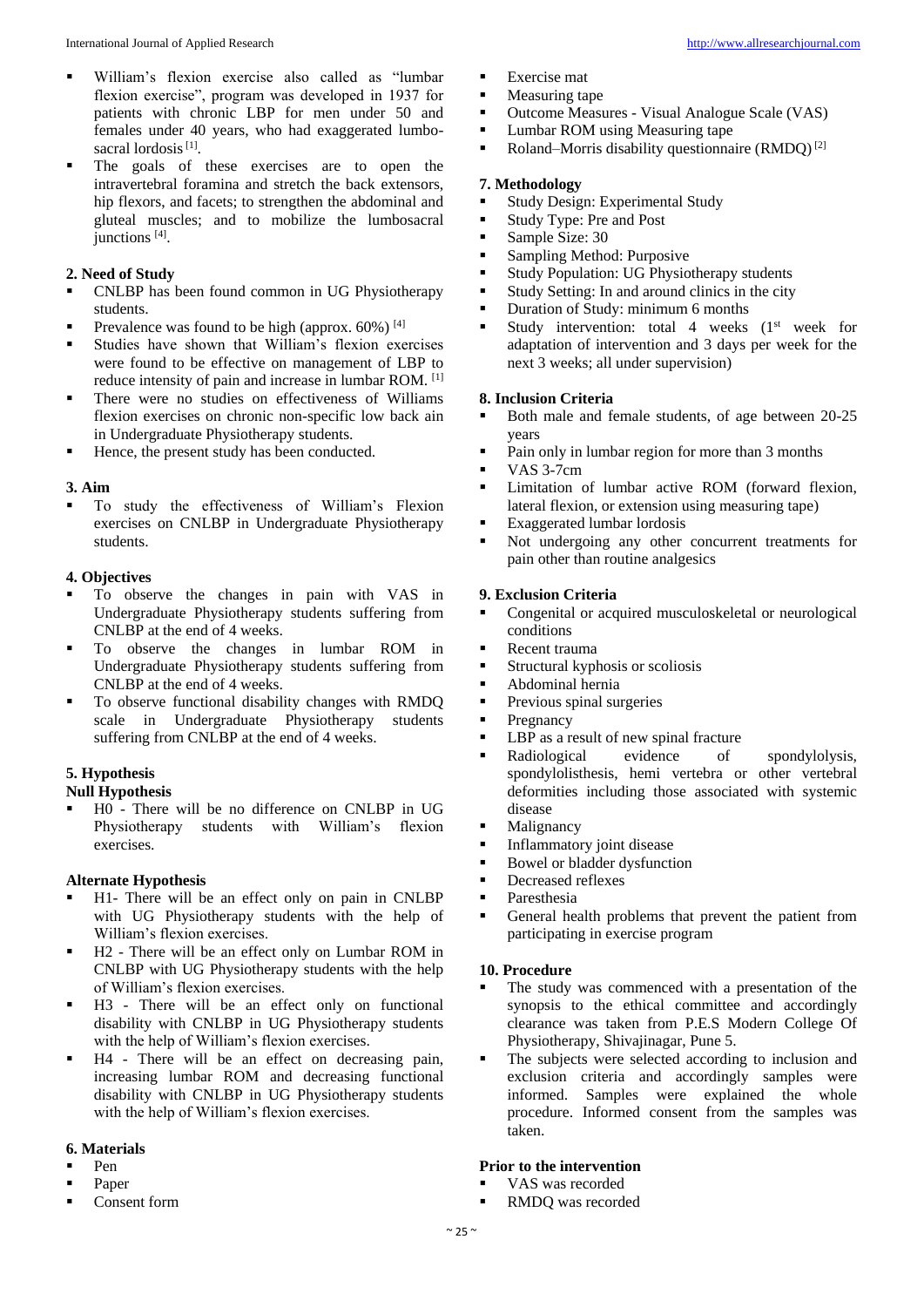- William's flexion exercise also called as "lumbar flexion exercise", program was developed in 1937 for patients with chronic LBP for men under 50 and females under 40 years, who had exaggerated lumbo-sacral lordosis [1].
- The goals of these exercises are to open the intravertebral foramina and stretch the back extensors, hip flexors, and facets; to strengthen the abdominal and gluteal muscles; and to mobilize the lumbosacral junctions [4].

## 2. Need of Study

- CNLBP has been found common in UG Physiotherapy students.
- Prevalence was found to be high (approx. 60%) [4]
- Studies have shown that William's flexion exercises were found to be effective on management of LBP to reduce intensity of pain and increase in lumbar ROM. [1]
- There were no studies on effectiveness of Williams flexion exercises on chronic non-specific low back ain in Undergraduate Physiotherapy students.
- Hence, the present study has been conducted.

## 3. Aim

- To study the effectiveness of William's Flexion exercises on CNLBP in Undergraduate Physiotherapy students.

## 4. Objectives

- To observe the changes in pain with VAS in Undergraduate Physiotherapy students suffering from CNLBP at the end of 4 weeks.
- To observe the changes in lumbar ROM in Undergraduate Physiotherapy students suffering from CNLBP at the end of 4 weeks.
- To observe functional disability changes with RMDQ scale in Undergraduate Physiotherapy students suffering from CNLBP at the end of 4 weeks.

## 5. Hypothesis

### Null Hypothesis

- H0 - There will be no difference on CNLBP in UG Physiotherapy students with William's flexion exercises.

### Alternate Hypothesis

- H1- There will be an effect only on pain in CNLBP with UG Physiotherapy students with the help of William's flexion exercises.
- H2 - There will be an effect only on Lumbar ROM in CNLBP with UG Physiotherapy students with the help of William's flexion exercises.
- H3 - There will be an effect only on functional disability with CNLBP in UG Physiotherapy students with the help of William's flexion exercises.
- H4 - There will be an effect on decreasing pain, increasing lumbar ROM and decreasing functional disability with CNLBP in UG Physiotherapy students with the help of William's flexion exercises.

## 6. Materials

- Pen
- Paper
- Consent form
- Exercise mat
- Measuring tape
- Outcome Measures - Visual Analogue Scale (VAS)
- Lumbar ROM using Measuring tape
- Roland–Morris disability questionnaire (RMDQ) [2]

## 7. Methodology

- Study Design: Experimental Study
- Study Type: Pre and Post
- Sample Size: 30
- Sampling Method: Purposive
- Study Population: UG Physiotherapy students
- Study Setting: In and around clinics in the city
- Duration of Study: minimum 6 months
- Study intervention: total 4 weeks (1st week for adaptation of intervention and 3 days per week for the next 3 weeks; all under supervision)

## 8. Inclusion Criteria

- Both male and female students, of age between 20-25 years
- Pain only in lumbar region for more than 3 months
- VAS 3-7cm
- Limitation of lumbar active ROM (forward flexion, lateral flexion, or extension using measuring tape)
- Exaggerated lumbar lordosis
- Not undergoing any other concurrent treatments for pain other than routine analgesics

## 9. Exclusion Criteria

- Congenital or acquired musculoskeletal or neurological conditions
- Recent trauma
- Structural kyphosis or scoliosis
- Abdominal hernia
- Previous spinal surgeries
- Pregnancy
- LBP as a result of new spinal fracture
- Radiological evidence of spondylolysis, spondylolisthesis, hemi vertebra or other vertebral deformities including those associated with systemic disease
- Malignancy
- Inflammatory joint disease
- Bowel or bladder dysfunction
- Decreased reflexes
- Paresthesia
- General health problems that prevent the patient from participating in exercise program

## 10. Procedure

- The study was commenced with a presentation of the synopsis to the ethical committee and accordingly clearance was taken from P.E.S Modern College Of Physiotherapy, Shivajinagar, Pune 5.
- The subjects were selected according to inclusion and exclusion criteria and accordingly samples were informed. Samples were explained the whole procedure. Informed consent from the samples was taken.

### Prior to the intervention

- VAS was recorded
- RMDQ was recorded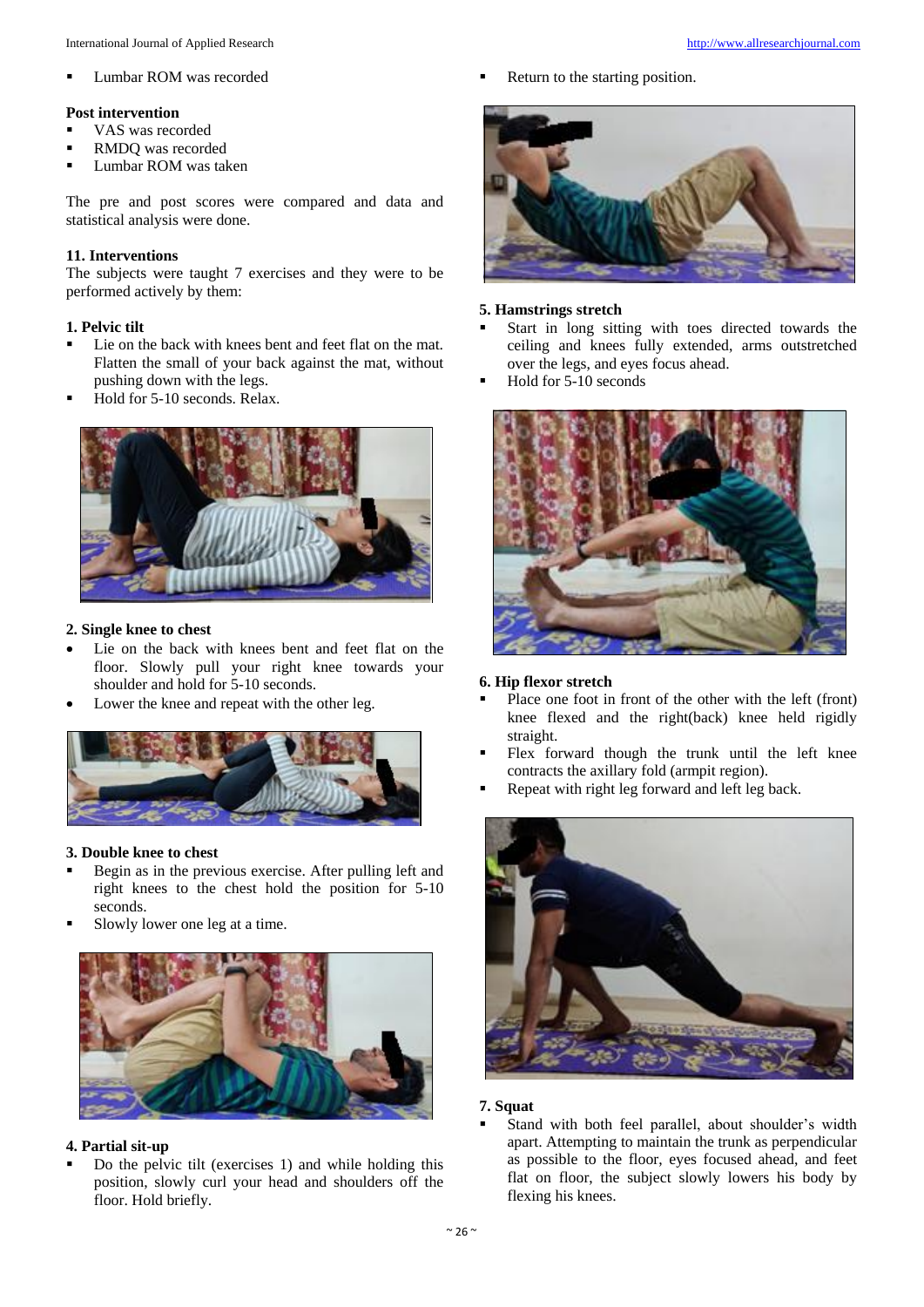- Lumbar ROM was recorded

**Post intervention**

- VAS was recorded
- RMDQ was recorded
- Lumbar ROM was taken

The pre and post scores were compared and data and statistical analysis were done.

### 11. Interventions

The subjects were taught 7 exercises and they were to be performed actively by them:

**1. Pelvic tilt**

- Lie on the back with knees bent and feet flat on the mat. Flatten the small of your back against the mat, without pushing down with the legs.
- Hold for 5-10 seconds. Relax.

**2. Single knee to chest**

- Lie on the back with knees bent and feet flat on the floor. Slowly pull your right knee towards your shoulder and hold for 5-10 seconds.
- Lower the knee and repeat with the other leg.

**3. Double knee to chest**

- Begin as in the previous exercise. After pulling left and right knees to the chest hold the position for 5-10 seconds.
- Slowly lower one leg at a time.

**4. Partial sit-up**

- Do the pelvic tilt (exercises 1) and while holding this position, slowly curl your head and shoulders off the floor. Hold briefly.
- Return to the starting position.

**5. Hamstrings stretch**

- Start in long sitting with toes directed towards the ceiling and knees fully extended, arms outstretched over the legs, and eyes focus ahead.
- Hold for 5-10 seconds

**6. Hip flexor stretch**

- Place one foot in front of the other with the left (front) knee flexed and the right(back) knee held rigidly straight.
- Flex forward though the trunk until the left knee contracts the axillary fold (armpit region).
- Repeat with right leg forward and left leg back.

**7. Squat**

- Stand with both feel parallel, about shoulder's width apart. Attempting to maintain the trunk as perpendicular as possible to the floor, eyes focused ahead, and feet flat on floor, the subject slowly lowers his body by flexing his knees.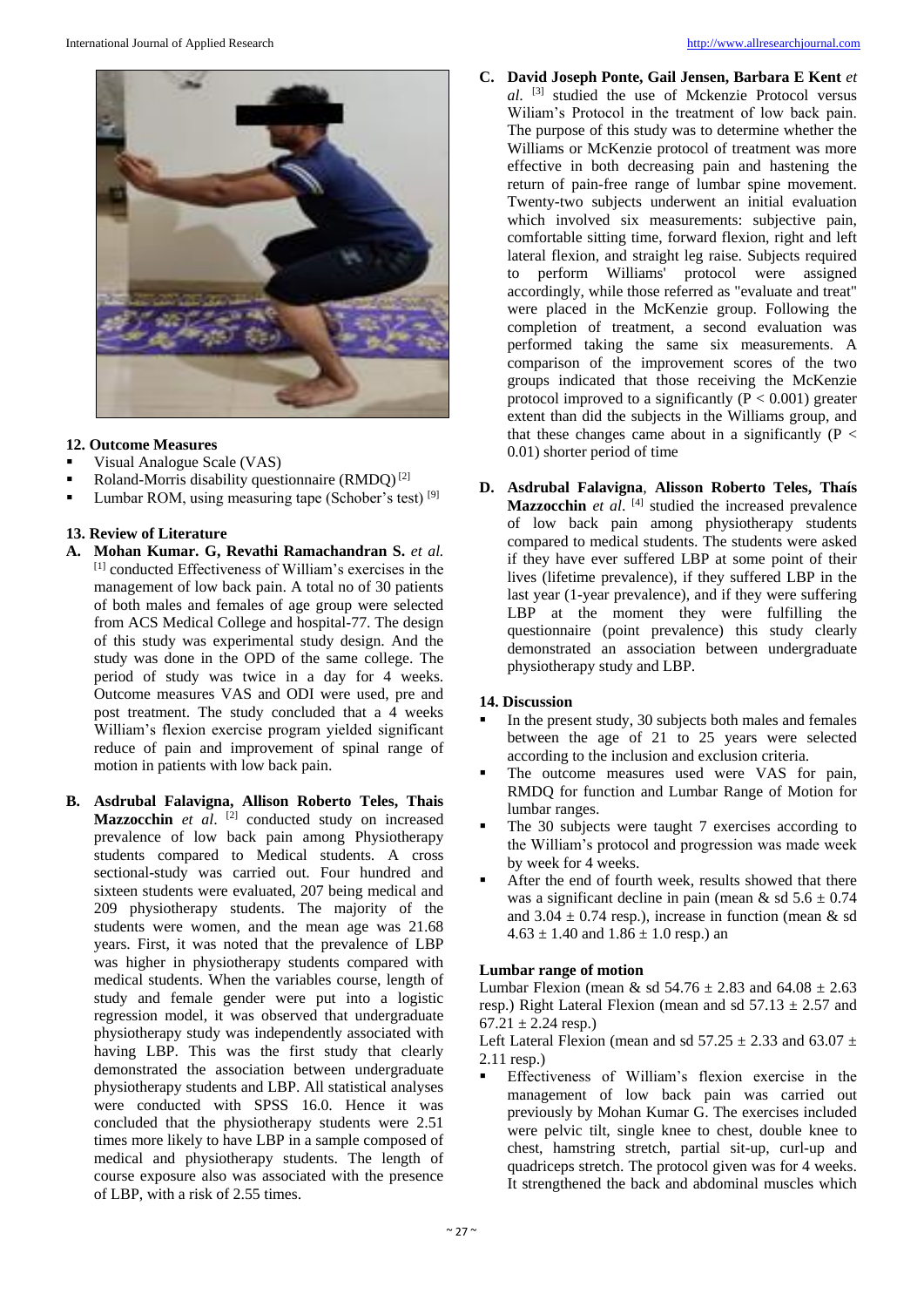## 12. Outcome Measures

- Visual Analogue Scale (VAS)
- Roland-Morris disability questionnaire (RMDQ) [2]
- Lumbar ROM, using measuring tape (Schober's test) [9]

## 13. Review of Literature

**A. Mohan Kumar. G, Revathi Ramachandran S.** *et al.* [1] conducted Effectiveness of William's exercises in the management of low back pain. A total no of 30 patients of both males and females of age group were selected from ACS Medical College and hospital-77. The design of this study was experimental study design. And the study was done in the OPD of the same college. The period of study was twice in a day for 4 weeks. Outcome measures VAS and ODI were used, pre and post treatment. The study concluded that a 4 weeks William's flexion exercise program yielded significant reduce of pain and improvement of spinal range of motion in patients with low back pain.

**B. Asdrubal Falavigna, Allison Roberto Teles, Thais Mazzocchin** *et al.* [2] conducted study on increased prevalence of low back pain among Physiotherapy students compared to Medical students. A cross sectional-study was carried out. Four hundred and sixteen students were evaluated, 207 being medical and 209 physiotherapy students. The majority of the students were women, and the mean age was 21.68 years. First, it was noted that the prevalence of LBP was higher in physiotherapy students compared with medical students. When the variables course, length of study and female gender were put into a logistic regression model, it was observed that undergraduate physiotherapy study was independently associated with having LBP. This was the first study that clearly demonstrated the association between undergraduate physiotherapy students and LBP. All statistical analyses were conducted with SPSS 16.0. Hence it was concluded that the physiotherapy students were 2.51 times more likely to have LBP in a sample composed of medical and physiotherapy students. The length of course exposure also was associated with the presence of LBP, with a risk of 2.55 times.

**C. David Joseph Ponte, Gail Jensen, Barbara E Kent** *et al.* [3] studied the use of Mckenzie Protocol versus Wiliam's Protocol in the treatment of low back pain. The purpose of this study was to determine whether the Williams or McKenzie protocol of treatment was more effective in both decreasing pain and hastening the return of pain-free range of lumbar spine movement. Twenty-two subjects underwent an initial evaluation which involved six measurements: subjective pain, comfortable sitting time, forward flexion, right and left lateral flexion, and straight leg raise. Subjects required to perform Williams' protocol were assigned accordingly, while those referred as "evaluate and treat" were placed in the McKenzie group. Following the completion of treatment, a second evaluation was performed taking the same six measurements. A comparison of the improvement scores of the two groups indicated that those receiving the McKenzie protocol improved to a significantly ($P < 0.001$) greater extent than did the subjects in the Williams group, and that these changes came about in a significantly ($P < 0.01$) shorter period of time

**D. Asdrubal Falavigna, Alisson Roberto Teles, Thaís Mazzocchin** *et al.* [4] studied the increased prevalence of low back pain among physiotherapy students compared to medical students. The students were asked if they have ever suffered LBP at some point of their lives (lifetime prevalence), if they suffered LBP in the last year (1-year prevalence), and if they were suffering LBP at the moment they were fulfilling the questionnaire (point prevalence) this study clearly demonstrated an association between undergraduate physiotherapy study and LBP.

## 14. Discussion

- In the present study, 30 subjects both males and females between the age of 21 to 25 years were selected according to the inclusion and exclusion criteria.
- The outcome measures used were VAS for pain, RMDQ for function and Lumbar Range of Motion for lumbar ranges.
- The 30 subjects were taught 7 exercises according to the William's protocol and progression was made week by week for 4 weeks.
- After the end of fourth week, results showed that there was a significant decline in pain (mean & sd $5.6 \pm 0.74$ and $3.04 \pm 0.74$ resp.), increase in function (mean & sd $4.63 \pm 1.40$ and $1.86 \pm 1.0$ resp.) an

**Lumbar range of motion**

Lumbar Flexion (mean & sd $54.76 \pm 2.83$ and $64.08 \pm 2.63$ resp.) Right Lateral Flexion (mean and sd $57.13 \pm 2.57$ and $67.21 \pm 2.24$ resp.)

Left Lateral Flexion (mean and sd $57.25 \pm 2.33$ and $63.07 \pm 2.11$ resp.)

- Effectiveness of William's flexion exercise in the management of low back pain was carried out previously by Mohan Kumar G. The exercises included were pelvic tilt, single knee to chest, double knee to chest, hamstring stretch, partial sit-up, curl-up and quadriceps stretch. The protocol given was for 4 weeks. It strengthened the back and abdominal muscles which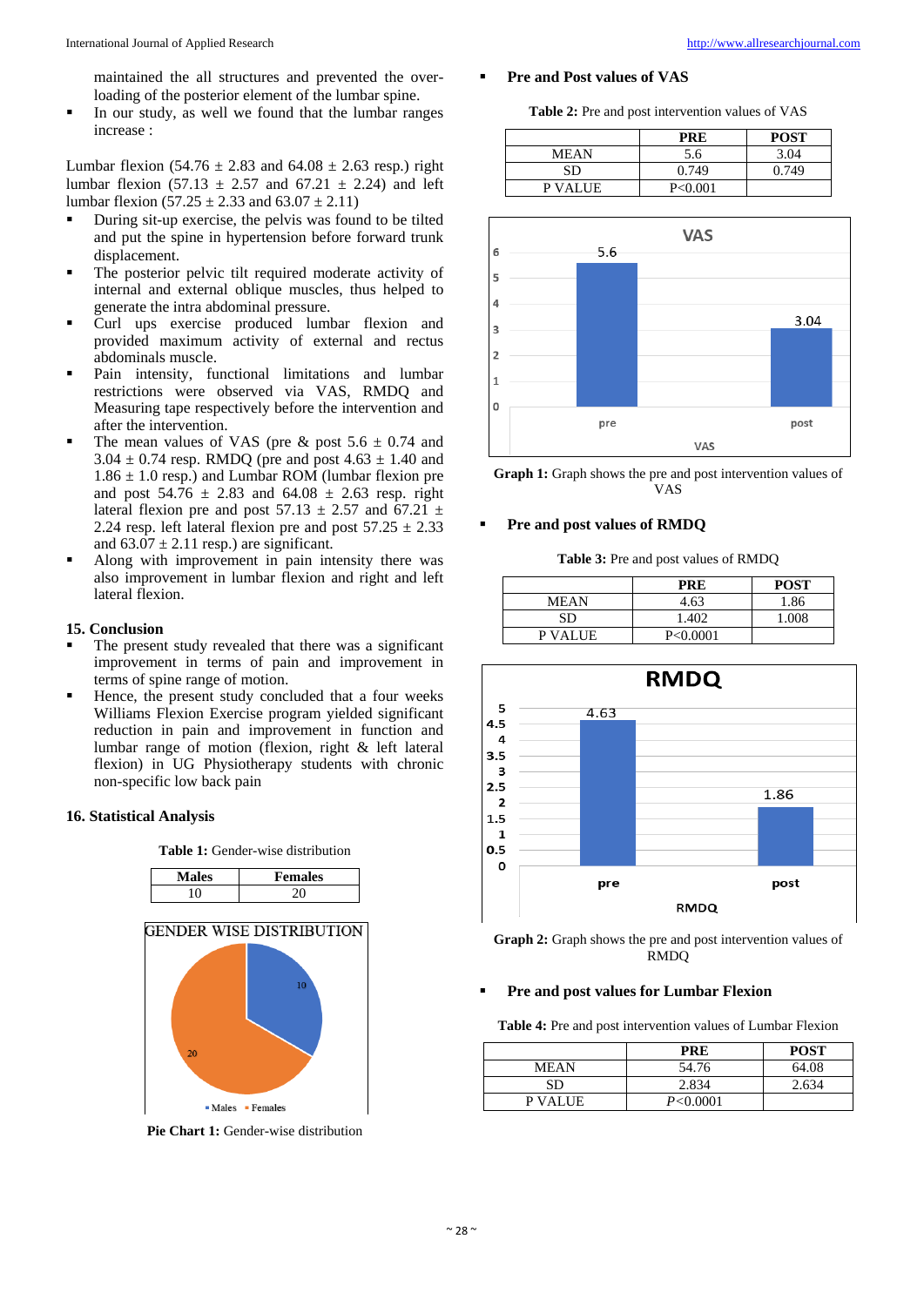maintained the all structures and prevented the over-loading of the posterior element of the lumbar spine.
- In our study, as well we found that the lumbar ranges increase :

Lumbar flexion (54.76 ± 2.83 and 64.08 ± 2.63 resp.) right lumbar flexion (57.13 ± 2.57 and 67.21 ± 2.24) and left lumbar flexion (57.25 ± 2.33 and 63.07 ± 2.11)

- During sit-up exercise, the pelvis was found to be tilted and put the spine in hypertension before forward trunk displacement.
- The posterior pelvic tilt required moderate activity of internal and external oblique muscles, thus helped to generate the intra abdominal pressure.
- Curl ups exercise produced lumbar flexion and provided maximum activity of external and rectus abdominals muscle.
- Pain intensity, functional limitations and lumbar restrictions were observed via VAS, RMDQ and Measuring tape respectively before the intervention and after the intervention.
- The mean values of VAS (pre & post 5.6 ± 0.74 and 3.04 ± 0.74 resp. RMDQ (pre and post 4.63 ± 1.40 and 1.86 ± 1.0 resp.) and Lumbar ROM (lumbar flexion pre and post 54.76 ± 2.83 and 64.08 ± 2.63 resp. right lateral flexion pre and post 57.13 ± 2.57 and 67.21 ± 2.24 resp. left lateral flexion pre and post 57.25 ± 2.33 and 63.07 ± 2.11 resp.) are significant.
- Along with improvement in pain intensity there was also improvement in lumbar flexion and right and left lateral flexion.

## 15. Conclusion

- The present study revealed that there was a significant improvement in terms of pain and improvement in terms of spine range of motion.
- Hence, the present study concluded that a four weeks Williams Flexion Exercise program yielded significant reduction in pain and improvement in function and lumbar range of motion (flexion, right & left lateral flexion) in UG Physiotherapy students with chronic non-specific low back pain

## 16. Statistical Analysis

**Table 1:** Gender-wise distribution

| Males | Females |
|---|---|
| 10 | 20 |

**Pie Chart 1:** Gender-wise distribution

- **Pre and Post values of VAS**

**Table 2:** Pre and post intervention values of VAS

| | PRE | POST |
|---|---|---|
| MEAN | 5.6 | 3.04 |
| SD | 0.749 | 0.749 |
| P VALUE | P<0.001 | |

**Graph 1:** Graph shows the pre and post intervention values of VAS

- **Pre and post values of RMDQ**

**Table 3:** Pre and post values of RMDQ

| | PRE | POST |
|---|---|---|
| MEAN | 4.63 | 1.86 |
| SD | 1.402 | 1.008 |
| P VALUE | P<0.0001 | |

**Graph 2:** Graph shows the pre and post intervention values of RMDQ

- **Pre and post values for Lumbar Flexion**

**Table 4:** Pre and post intervention values of Lumbar Flexion

| | PRE | POST |
|---|---|---|
| MEAN | 54.76 | 64.08 |
| SD | 2.834 | 2.634 |
| P VALUE | *P*<0.0001 | |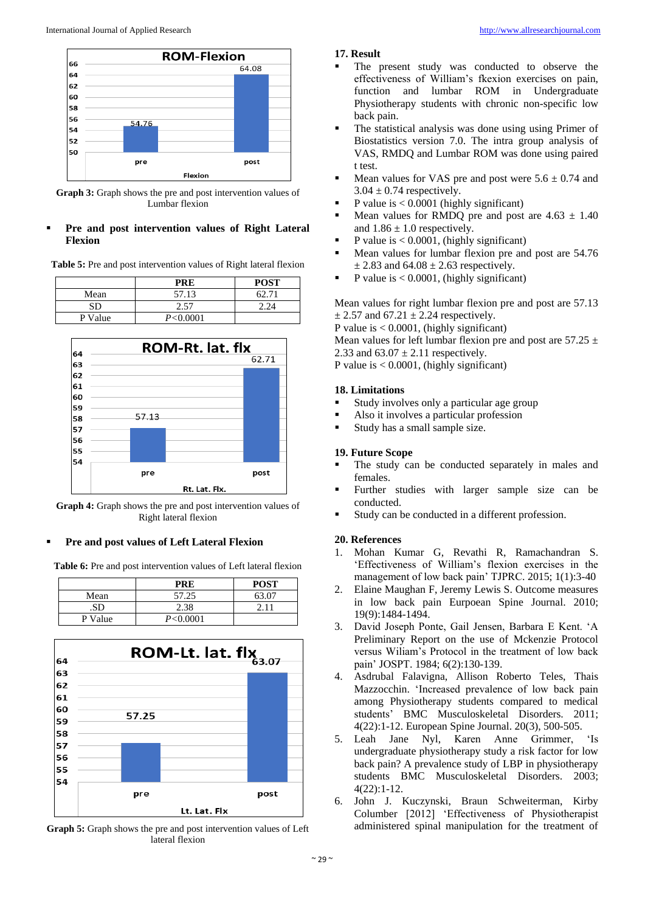ROM-Flexion

66
64
62
60
58
56
54
52
50

54.76
64.08

pre
post

Flexion

**Graph 3:** Graph shows the pre and post intervention values of Lumbar flexion

- **Pre and post intervention values of Right Lateral Flexion**

**Table 5:** Pre and post intervention values of Right lateral flexion

| | PRE | POST |
|---|---|---|
| Mean | 57.13 | 62.71 |
| SD | 2.57 | 2.24 |
| P Value | *P*<0.0001 | |

ROM-Rt. lat. flx

64
63
62
61
60
59
58
57
56
55
54

57.13
62.71

pre
post

Rt. Lat. Flx.

**Graph 4:** Graph shows the pre and post intervention values of Right lateral flexion

- **Pre and post values of Left Lateral Flexion**

**Table 6:** Pre and post intervention values of Left lateral flexion

| | PRE | POST |
|---|---|---|
| Mean | 57.25 | 63.07 |
| .SD | 2.38 | 2.11 |
| P Value | *P*<0.0001 | |

ROM-Lt. lat. flx

64
63
62
61
60
59
58
57
56
55
54

57.25
63.07

pre
post

Lt. Lat. Flx

**Graph 5:** Graph shows the pre and post intervention values of Left lateral flexion

## 17. Result

- The present study was conducted to observe the effectiveness of William's fkexion exercises on pain, function and lumbar ROM in Undergraduate Physiotherapy students with chronic non-specific low back pain.
- The statistical analysis was done using using Primer of Biostatistics version 7.0. The intra group analysis of VAS, RMDQ and Lumbar ROM was done using paired t test.
- Mean values for VAS pre and post were 5.6 ± 0.74 and 3.04 ± 0.74 respectively.
- P value is < 0.0001 (highly significant)
- Mean values for RMDQ pre and post are 4.63 ± 1.40 and 1.86 ± 1.0 respectively.
- P value is < 0.0001, (highly significant)
- Mean values for lumbar flexion pre and post are 54.76 ± 2.83 and 64.08 ± 2.63 respectively.
- P value is < 0.0001, (highly significant)

Mean values for right lumbar flexion pre and post are 57.13 ± 2.57 and 67.21 ± 2.24 respectively.
P value is < 0.0001, (highly significant)
Mean values for left lumbar flexion pre and post are 57.25 ± 2.33 and 63.07 ± 2.11 respectively.
P value is < 0.0001, (highly significant)

## 18. Limitations

- Study involves only a particular age group
- Also it involves a particular profession
- Study has a small sample size.

## 19. Future Scope

- The study can be conducted separately in males and females.
- Further studies with larger sample size can be conducted.
- Study can be conducted in a different profession.

## 20. References

1. Mohan Kumar G, Revathi R, Ramachandran S. 'Effectiveness of William's exercises in the management of low back pain' TJPRC. 2015; 1(1):3-40
2. Elaine Maughan F, Jeremy Lewis S. Outcome measures in low back pain Eurpoean Spine Journal. 2010; 19(9):1484-1494.
3. David Joseph Ponte, Gail Jensen, Barbara E Kent. 'A Preliminary Report on the use of Mckenzie Protocol versus Wiliam's Protocol in the treatment of low back pain' JOSPT. 1984; 6(2):130-139.
4. Asdrubal Falavigna, Allison Roberto Teles, Thais Mazzocchin. 'Increased prevalence of low back pain among Physiotherapy students compared to medical students' BMC Musculoskeletal Disorders. 2011; 4(22):1-12. European Spine Journal. 20(3), 500-505.
5. Leah Jane Nyl, Karen Anne Grimmer, 'Is undergraduate physiotherapy study a risk factor for low back pain? A prevalence study of LBP in physiotherapy students BMC Musculoskeletal Disorders. 2003; 4(22):1-12.
6. John J. Kuczynski, Braun Schweiterman, Kirby Columber [2012] 'Effectiveness of Physiotherapist administered spinal manipulation for the treatment of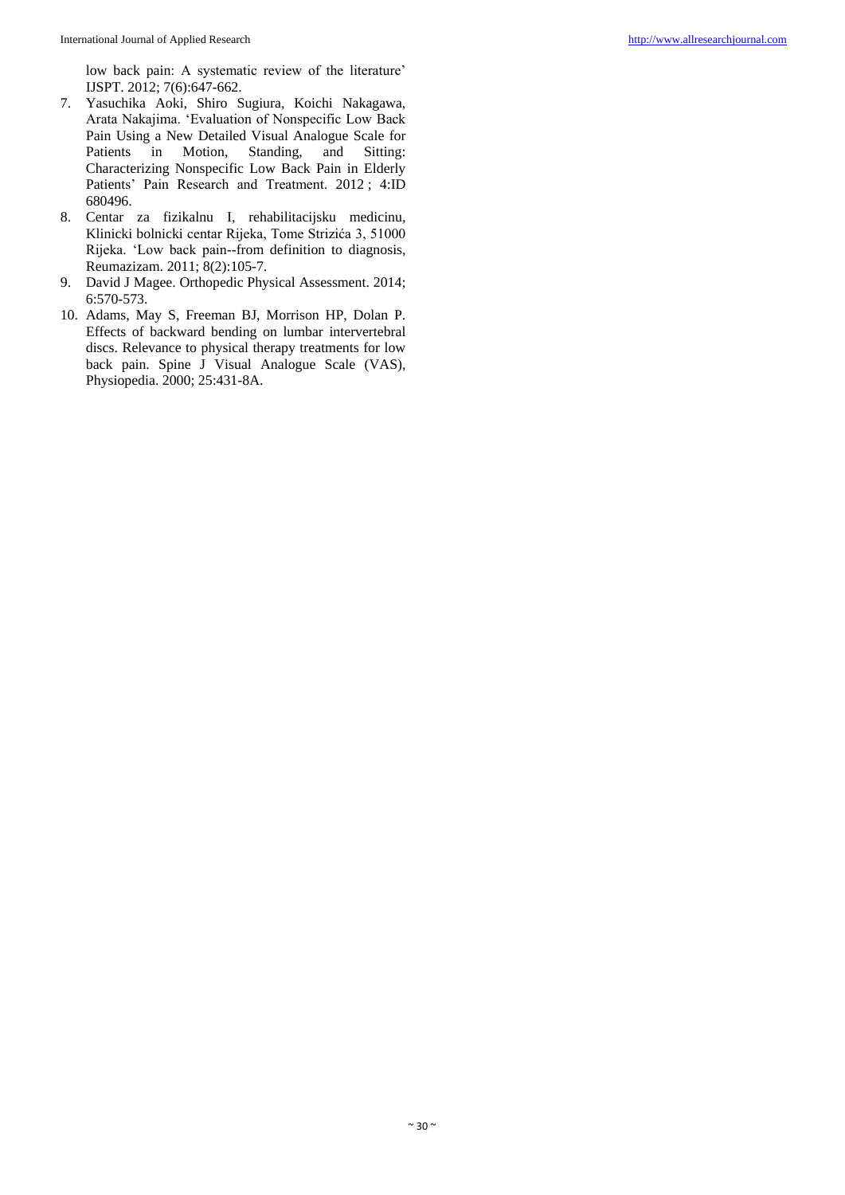low back pain: A systematic review of the literature' IJSPT. 2012; 7(6):647-662.

7. Yasuchika Aoki, Shiro Sugiura, Koichi Nakagawa, Arata Nakajima. 'Evaluation of Nonspecific Low Back Pain Using a New Detailed Visual Analogue Scale for Patients in Motion, Standing, and Sitting: Characterizing Nonspecific Low Back Pain in Elderly Patients' Pain Research and Treatment. 2012 ; 4:ID 680496.
8. Centar za fizikalnu I, rehabilitacijsku medicinu, Klinicki bolnicki centar Rijeka, Tome Strizića 3, 51000 Rijeka. 'Low back pain--from definition to diagnosis, Reumazizam. 2011; 8(2):105-7.
9. David J Magee. Orthopedic Physical Assessment. 2014; 6:570-573.
10. Adams, May S, Freeman BJ, Morrison HP, Dolan P. Effects of backward bending on lumbar intervertebral discs. Relevance to physical therapy treatments for low back pain. Spine J Visual Analogue Scale (VAS), Physiopedia. 2000; 25:431-8A.